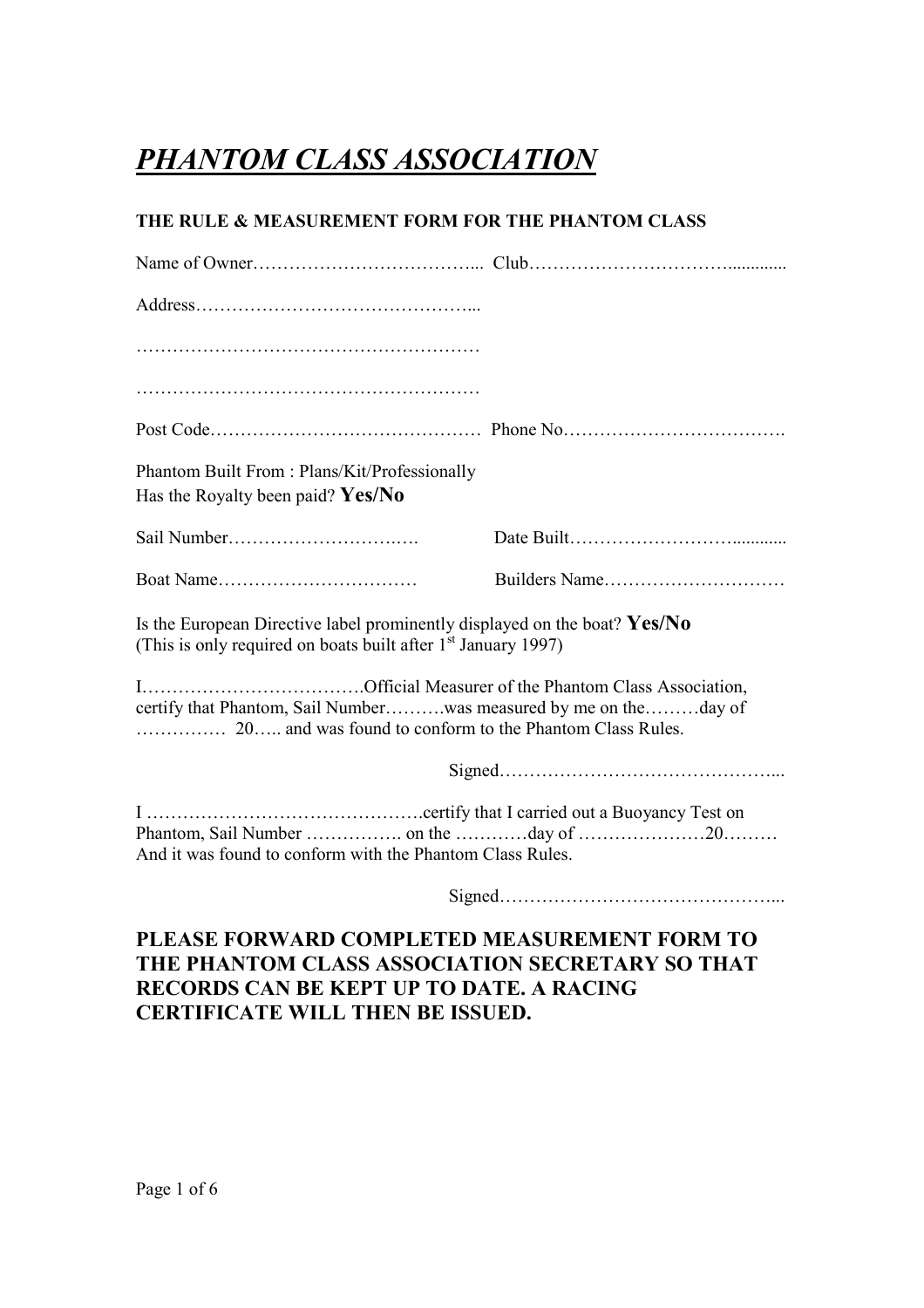# ***PHANTOM CLASS ASSOCIATION***

**THE RULE & MEASUREMENT FORM FOR THE PHANTOM CLASS**

Name of Owner……………………………….. Club…………………………….............

Address………………………………………...

…………………………………………………

…………………………………………………

Post Code……………………………………… Phone No……………………………….

Phantom Built From : Plans/Kit/Professionally
Has the Royalty been paid? **Yes/No**

Sail Number………………………….…. Date Built……………………….............

Boat Name…………………………… Builders Name…………………………

Is the European Directive label prominently displayed on the boat? **Yes/No**
(This is only required on boats built after 1st January 1997)

I……………………………….Official Measurer of the Phantom Class Association, certify that Phantom, Sail Number……….was measured by me on the………day of …………… 20….. and was found to conform to the Phantom Class Rules.

Signed………………………………………...

I ……………………………………….certify that I carried out a Buoyancy Test on Phantom, Sail Number ……………. on the …………day of …………………20……… And it was found to conform with the Phantom Class Rules.

Signed………………………………………...

**PLEASE FORWARD COMPLETED MEASUREMENT FORM TO THE PHANTOM CLASS ASSOCIATION SECRETARY SO THAT RECORDS CAN BE KEPT UP TO DATE. A RACING CERTIFICATE WILL THEN BE ISSUED.**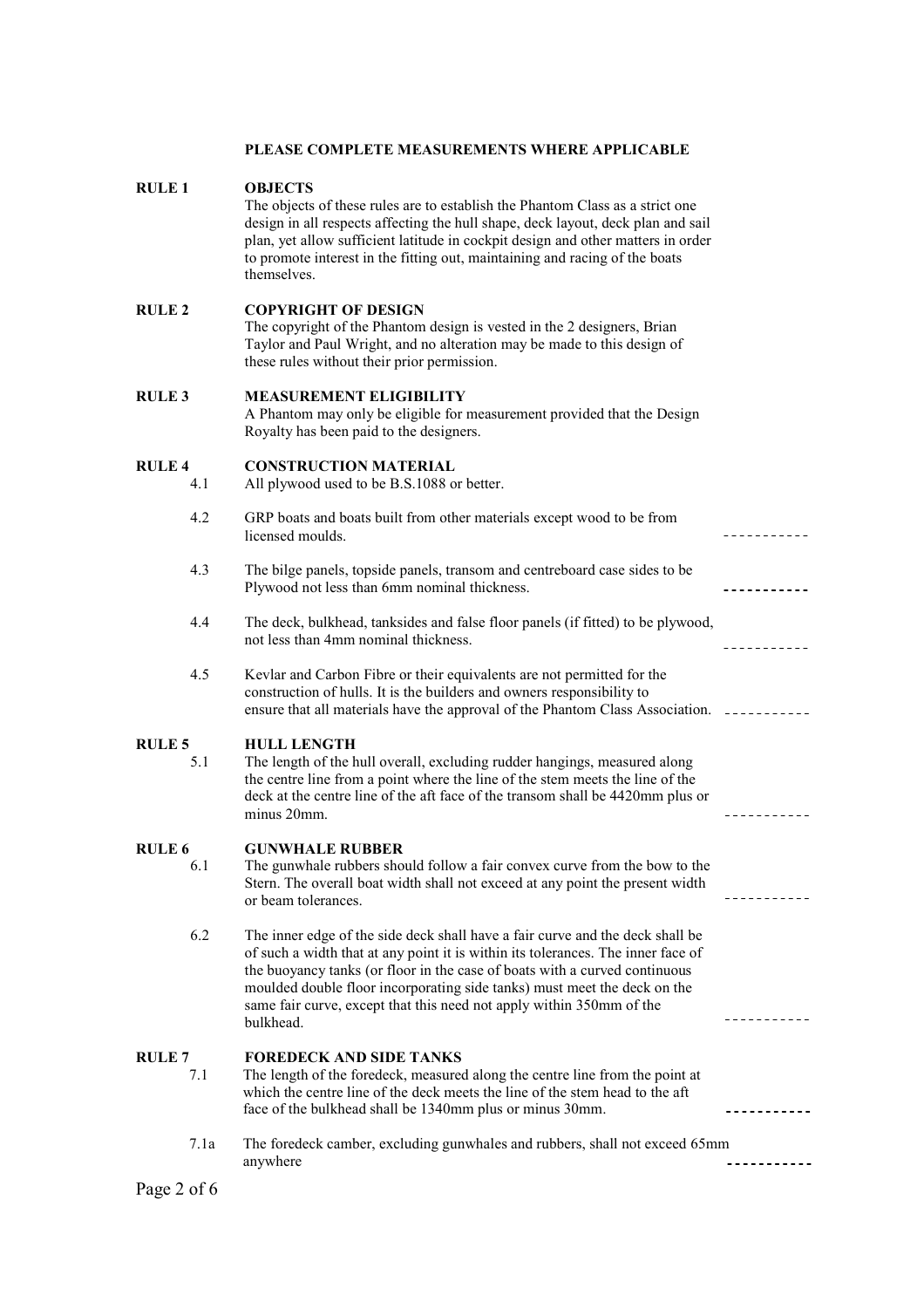**PLEASE COMPLETE MEASUREMENTS WHERE APPLICABLE**

## RULE 1 OBJECTS

The objects of these rules are to establish the Phantom Class as a strict one design in all respects affecting the hull shape, deck layout, deck plan and sail plan, yet allow sufficient latitude in cockpit design and other matters in order to promote interest in the fitting out, maintaining and racing of the boats themselves.

## RULE 2 COPYRIGHT OF DESIGN

The copyright of the Phantom design is vested in the 2 designers, Brian Taylor and Paul Wright, and no alteration may be made to this design of these rules without their prior permission.

## RULE 3 MEASUREMENT ELIGIBILITY

A Phantom may only be eligible for measurement provided that the Design Royalty has been paid to the designers.

## RULE 4 CONSTRUCTION MATERIAL

4.1 All plywood used to be B.S.1088 or better.

4.2 GRP boats and boats built from other materials except wood to be from licensed moulds. -----------

4.3 The bilge panels, topside panels, transom and centreboard case sides to be Plywood not less than 6mm nominal thickness. -----------

4.4 The deck, bulkhead, tanksides and false floor panels (if fitted) to be plywood, not less than 4mm nominal thickness. -----------

4.5 Kevlar and Carbon Fibre or their equivalents are not permitted for the construction of hulls. It is the builders and owners responsibility to ensure that all materials have the approval of the Phantom Class Association. -----------

## RULE 5 HULL LENGTH

5.1 The length of the hull overall, excluding rudder hangings, measured along the centre line from a point where the line of the stem meets the line of the deck at the centre line of the aft face of the transom shall be 4420mm plus or minus 20mm. -----------

## RULE 6 GUNWHALE RUBBER

6.1 The gunwhale rubbers should follow a fair convex curve from the bow to the Stern. The overall boat width shall not exceed at any point the present width or beam tolerances. -----------

6.2 The inner edge of the side deck shall have a fair curve and the deck shall be of such a width that at any point it is within its tolerances. The inner face of the buoyancy tanks (or floor in the case of boats with a curved continuous moulded double floor incorporating side tanks) must meet the deck on the same fair curve, except that this need not apply within 350mm of the bulkhead. -----------

## RULE 7 FOREDECK AND SIDE TANKS

7.1 The length of the foredeck, measured along the centre line from the point at which the centre line of the deck meets the line of the stem head to the aft face of the bulkhead shall be 1340mm plus or minus 30mm. -----------

7.1a The foredeck camber, excluding gunwhales and rubbers, shall not exceed 65mm anywhere -----------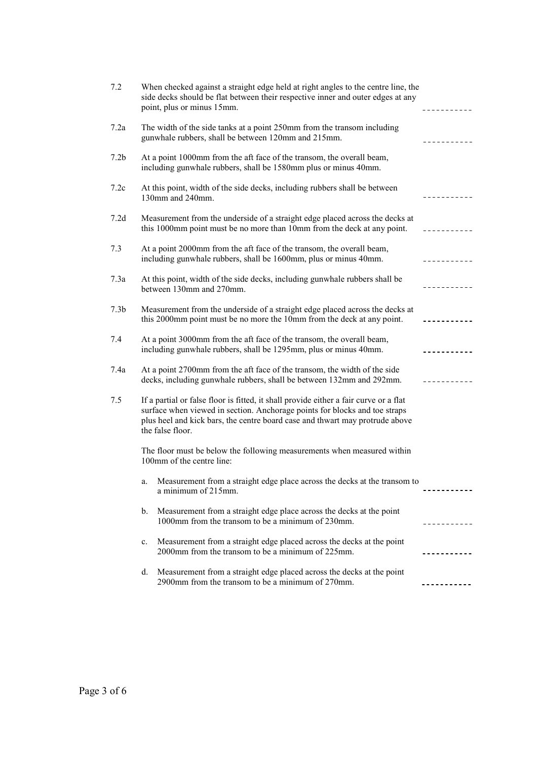| | | |
|---|---|---|
| 7.2 | When checked against a straight edge held at right angles to the centre line, the side decks should be flat between their respective inner and outer edges at any point, plus or minus 15mm. | ----------- |
| 7.2a | The width of the side tanks at a point 250mm from the transom including gunwhale rubbers, shall be between 120mm and 215mm. | ----------- |
| 7.2b | At a point 1000mm from the aft face of the transom, the overall beam, including gunwhale rubbers, shall be 1580mm plus or minus 40mm. | |
| 7.2c | At this point, width of the side decks, including rubbers shall be between 130mm and 240mm. | ----------- |
| 7.2d | Measurement from the underside of a straight edge placed across the decks at this 1000mm point must be no more than 10mm from the deck at any point. | ----------- |
| 7.3 | At a point 2000mm from the aft face of the transom, the overall beam, including gunwhale rubbers, shall be 1600mm, plus or minus 40mm. | ----------- |
| 7.3a | At this point, width of the side decks, including gunwhale rubbers shall be between 130mm and 270mm. | ----------- |
| 7.3b | Measurement from the underside of a straight edge placed across the decks at this 2000mm point must be no more the 10mm from the deck at any point. | ----------- |
| 7.4 | At a point 3000mm from the aft face of the transom, the overall beam, including gunwhale rubbers, shall be 1295mm, plus or minus 40mm. | ----------- |
| 7.4a | At a point 2700mm from the aft face of the transom, the width of the side decks, including gunwhale rubbers, shall be between 132mm and 292mm. | ----------- |
| 7.5 | If a partial or false floor is fitted, it shall provide either a fair curve or a flat surface when viewed in section. Anchorage points for blocks and toe straps plus heel and kick bars, the centre board case and thwart may protrude above the false floor. | |
| | The floor must be below the following measurements when measured within 100mm of the centre line: | |
| | a. Measurement from a straight edge place across the decks at the transom to a minimum of 215mm. | ----------- |
| | b. Measurement from a straight edge place across the decks at the point 1000mm from the transom to be a minimum of 230mm. | ----------- |
| | c. Measurement from a straight edge placed across the decks at the point 2000mm from the transom to be a minimum of 225mm. | ----------- |
| | d. Measurement from a straight edge placed across the decks at the point 2900mm from the transom to be a minimum of 270mm. | ----------- |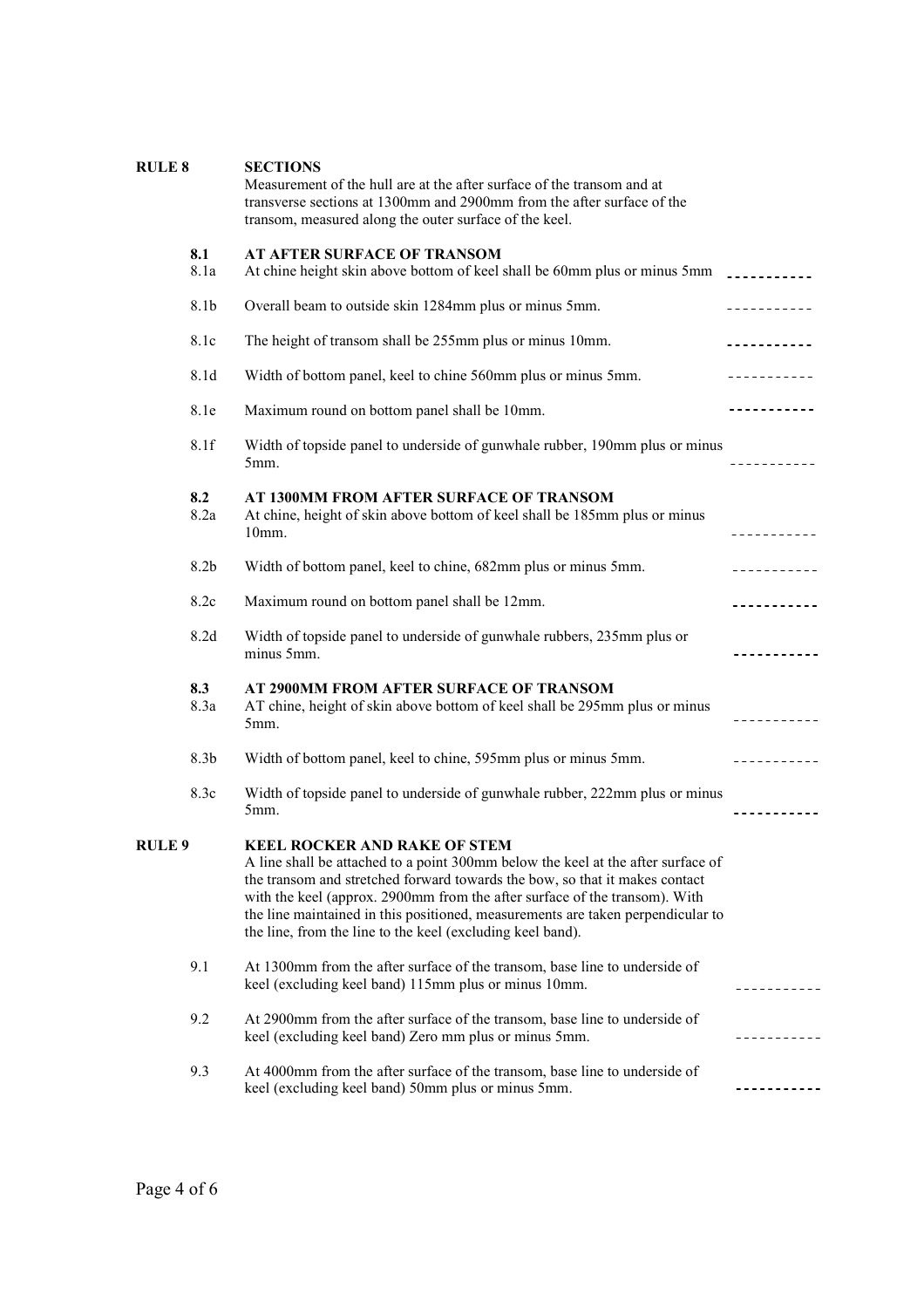## RULE 8 SECTIONS

Measurement of the hull are at the after surface of the transom and at transverse sections at 1300mm and 2900mm from the after surface of the transom, measured along the outer surface of the keel.

### 8.1 AT AFTER SURFACE OF TRANSOM

8.1a At chine height skin above bottom of keel shall be 60mm plus or minus 5mm ----------

8.1b Overall beam to outside skin 1284mm plus or minus 5mm. ----------

8.1c The height of transom shall be 255mm plus or minus 10mm. ----------

8.1d Width of bottom panel, keel to chine 560mm plus or minus 5mm. ----------

8.1e Maximum round on bottom panel shall be 10mm. ----------

8.1f Width of topside panel to underside of gunwhale rubber, 190mm plus or minus 5mm. ----------

### 8.2 AT 1300MM FROM AFTER SURFACE OF TRANSOM

8.2a At chine, height of skin above bottom of keel shall be 185mm plus or minus 10mm. ----------

8.2b Width of bottom panel, keel to chine, 682mm plus or minus 5mm. ----------

8.2c Maximum round on bottom panel shall be 12mm. ----------

8.2d Width of topside panel to underside of gunwhale rubbers, 235mm plus or minus 5mm. ----------

### 8.3 AT 2900MM FROM AFTER SURFACE OF TRANSOM

8.3a AT chine, height of skin above bottom of keel shall be 295mm plus or minus 5mm. ----------

8.3b Width of bottom panel, keel to chine, 595mm plus or minus 5mm. ----------

8.3c Width of topside panel to underside of gunwhale rubber, 222mm plus or minus 5mm. ----------

## RULE 9 KEEL ROCKER AND RAKE OF STEM

A line shall be attached to a point 300mm below the keel at the after surface of the transom and stretched forward towards the bow, so that it makes contact with the keel (approx. 2900mm from the after surface of the transom). With the line maintained in this positioned, measurements are taken perpendicular to the line, from the line to the keel (excluding keel band).

9.1 At 1300mm from the after surface of the transom, base line to underside of keel (excluding keel band) 115mm plus or minus 10mm. ----------

9.2 At 2900mm from the after surface of the transom, base line to underside of keel (excluding keel band) Zero mm plus or minus 5mm. ----------

9.3 At 4000mm from the after surface of the transom, base line to underside of keel (excluding keel band) 50mm plus or minus 5mm. ----------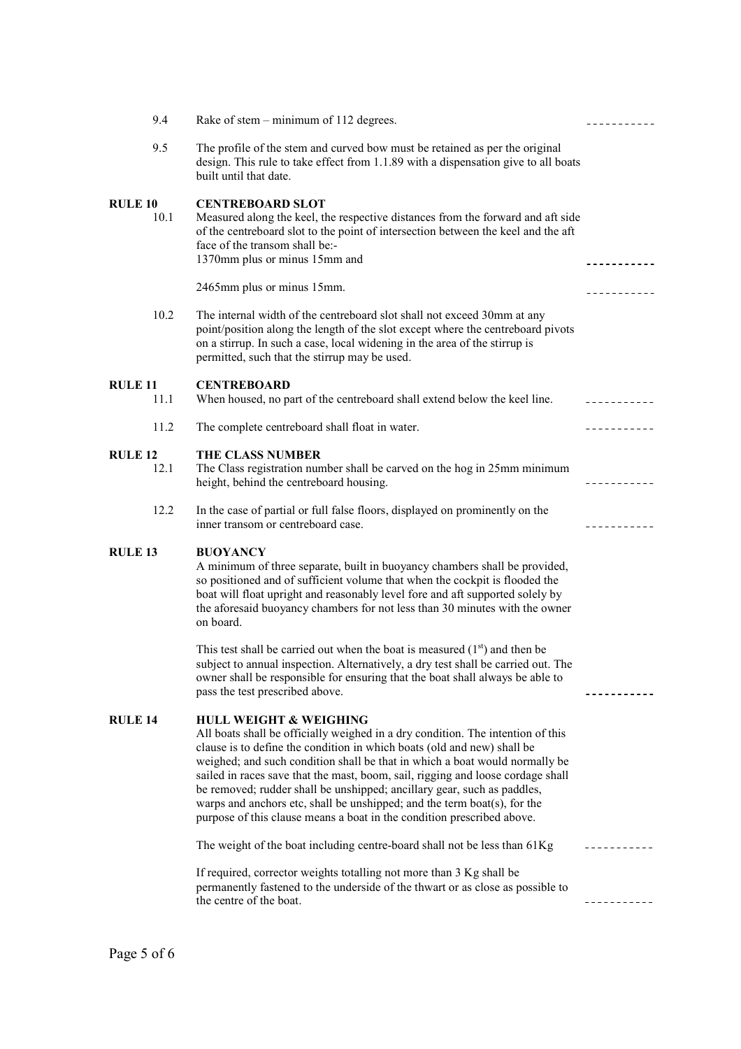9.4 Rake of stem – minimum of 112 degrees. ___________

9.5 The profile of the stem and curved bow must be retained as per the original design. This rule to take effect from 1.1.89 with a dispensation give to all boats built until that date.

## RULE 10 CENTREBOARD SLOT

10.1 Measured along the keel, the respective distances from the forward and aft side of the centreboard slot to the point of intersection between the keel and the aft face of the transom shall be:-
1370mm plus or minus 15mm and ___________

2465mm plus or minus 15mm. ___________

10.2 The internal width of the centreboard slot shall not exceed 30mm at any point/position along the length of the slot except where the centreboard pivots on a stirrup. In such a case, local widening in the area of the stirrup is permitted, such that the stirrup may be used.

## RULE 11 CENTREBOARD

11.1 When housed, no part of the centreboard shall extend below the keel line. ___________

11.2 The complete centreboard shall float in water. ___________

## RULE 12 THE CLASS NUMBER

12.1 The Class registration number shall be carved on the hog in 25mm minimum height, behind the centreboard housing. ___________

12.2 In the case of partial or full false floors, displayed on prominently on the inner transom or centreboard case. ___________

## RULE 13 BUOYANCY

A minimum of three separate, built in buoyancy chambers shall be provided, so positioned and of sufficient volume that when the cockpit is flooded the boat will float upright and reasonably level fore and aft supported solely by the aforesaid buoyancy chambers for not less than 30 minutes with the owner on board.

This test shall be carried out when the boat is measured (1st) and then be subject to annual inspection. Alternatively, a dry test shall be carried out. The owner shall be responsible for ensuring that the boat shall always be able to pass the test prescribed above. ___________

## RULE 14 HULL WEIGHT & WEIGHING

All boats shall be officially weighed in a dry condition. The intention of this clause is to define the condition in which boats (old and new) shall be weighed; and such condition shall be that in which a boat would normally be sailed in races save that the mast, boom, sail, rigging and loose cordage shall be removed; rudder shall be unshipped; ancillary gear, such as paddles, warps and anchors etc, shall be unshipped; and the term boat(s), for the purpose of this clause means a boat in the condition prescribed above.

The weight of the boat including centre-board shall not be less than 61Kg ___________

If required, corrector weights totalling not more than 3 Kg shall be permanently fastened to the underside of the thwart or as close as possible to the centre of the boat. ___________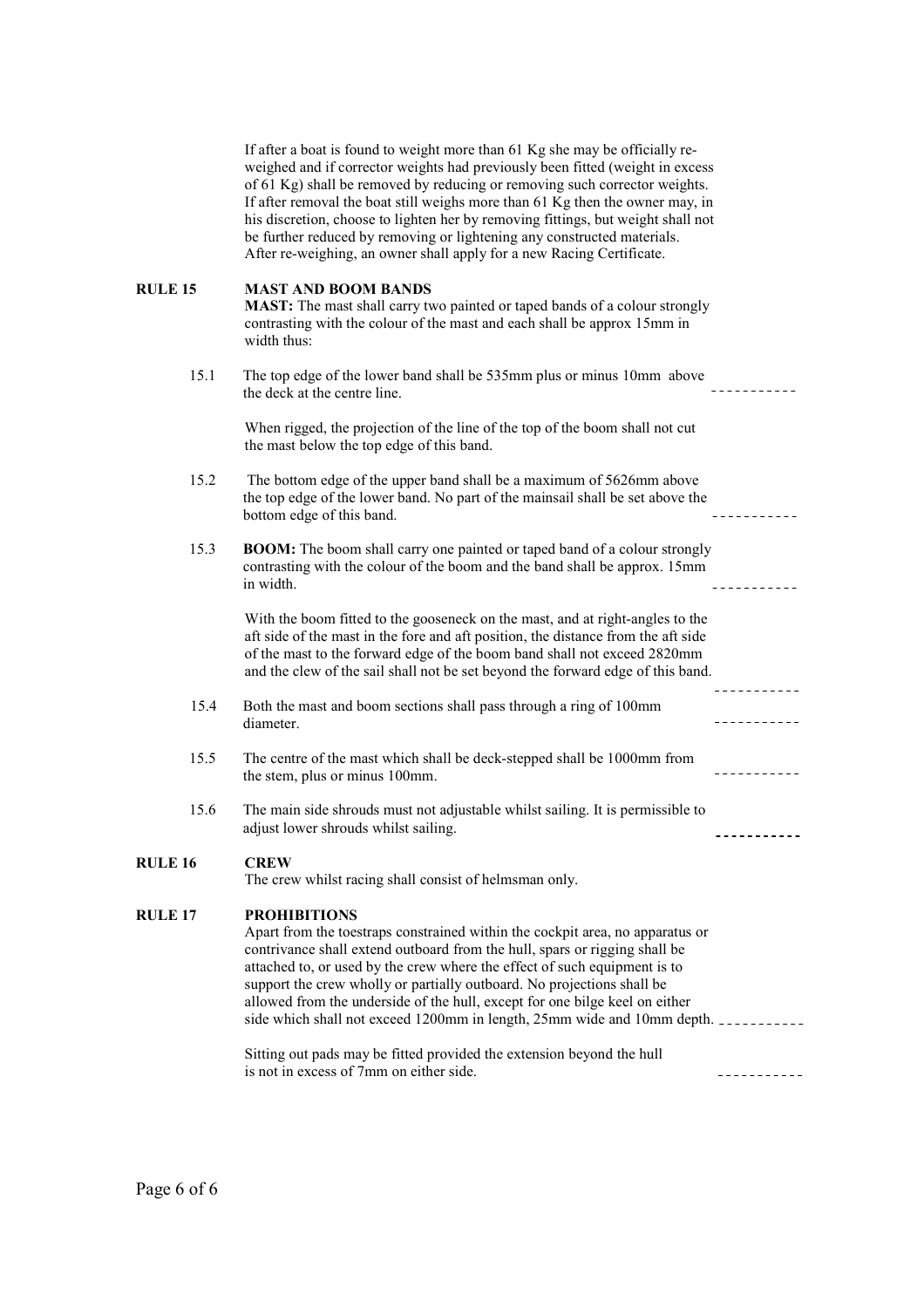If after a boat is found to weight more than 61 Kg she may be officially re-weighed and if corrector weights had previously been fitted (weight in excess of 61 Kg) shall be removed by reducing or removing such corrector weights. If after removal the boat still weighs more than 61 Kg then the owner may, in his discretion, choose to lighten her by removing fittings, but weight shall not be further reduced by removing or lightening any constructed materials. After re-weighing, an owner shall apply for a new Racing Certificate.

## RULE 15 MAST AND BOOM BANDS

**MAST:** The mast shall carry two painted or taped bands of a colour strongly contrasting with the colour of the mast and each shall be approx 15mm in width thus:

15.1 The top edge of the lower band shall be 535mm plus or minus 10mm above the deck at the centre line. -----------

When rigged, the projection of the line of the top of the boom shall not cut the mast below the top edge of this band.

15.2 The bottom edge of the upper band shall be a maximum of 5626mm above the top edge of the lower band. No part of the mainsail shall be set above the bottom edge of this band. -----------

15.3 **BOOM:** The boom shall carry one painted or taped band of a colour strongly contrasting with the colour of the boom and the band shall be approx. 15mm in width. -----------

With the boom fitted to the gooseneck on the mast, and at right-angles to the aft side of the mast in the fore and aft position, the distance from the aft side of the mast to the forward edge of the boom band shall not exceed 2820mm and the clew of the sail shall not be set beyond the forward edge of this band. -----------

15.4 Both the mast and boom sections shall pass through a ring of 100mm diameter. -----------

15.5 The centre of the mast which shall be deck-stepped shall be 1000mm from the stem, plus or minus 100mm. -----------

15.6 The main side shrouds must not adjustable whilst sailing. It is permissible to adjust lower shrouds whilst sailing. -----------

## RULE 16 CREW

The crew whilst racing shall consist of helmsman only.

## RULE 17 PROHIBITIONS

Apart from the toestraps constrained within the cockpit area, no apparatus or contrivance shall extend outboard from the hull, spars or rigging shall be attached to, or used by the crew where the effect of such equipment is to support the crew wholly or partially outboard. No projections shall be allowed from the underside of the hull, except for one bilge keel on either side which shall not exceed 1200mm in length, 25mm wide and 10mm depth. -----------

Sitting out pads may be fitted provided the extension beyond the hull is not in excess of 7mm on either side. -----------